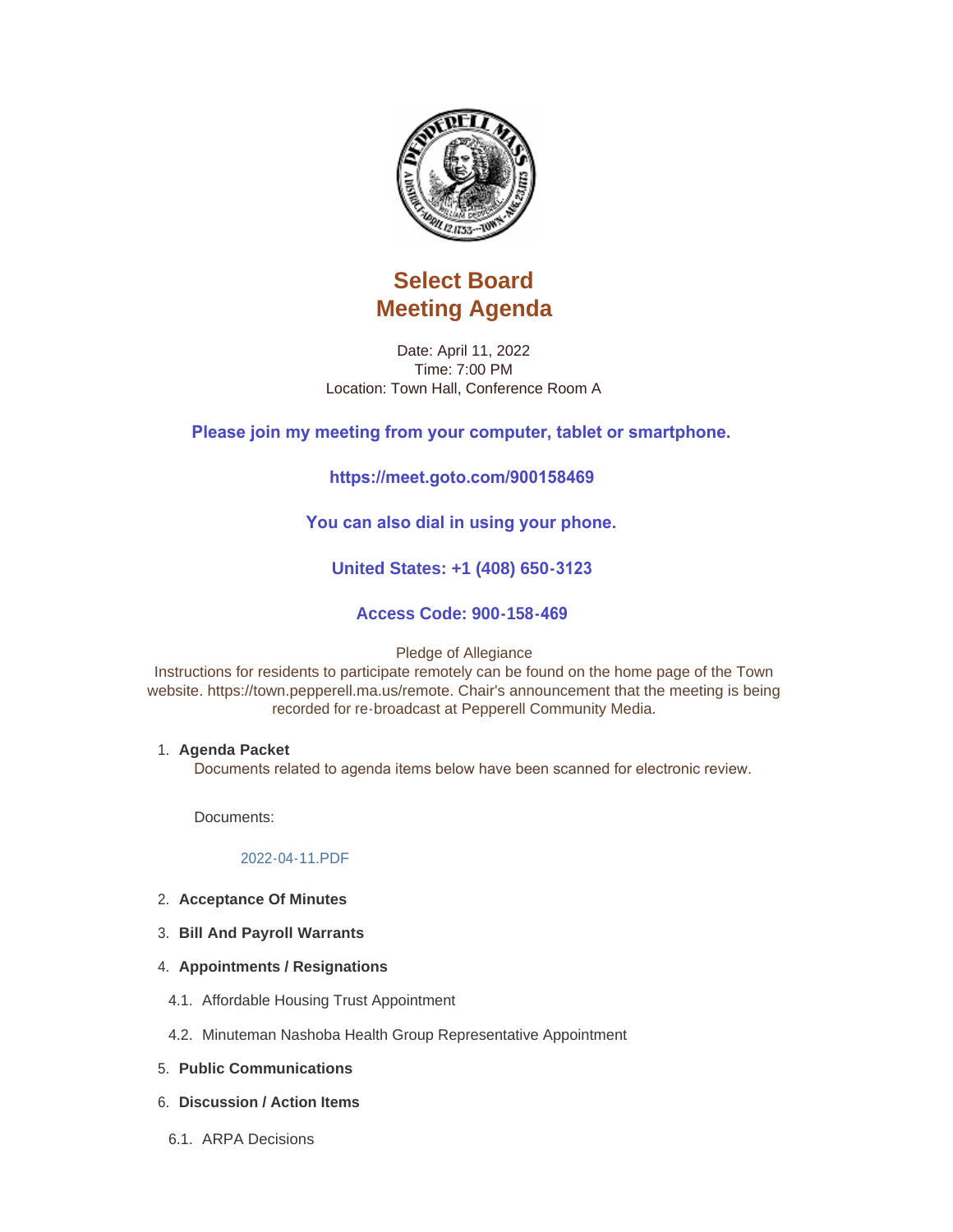# Select Board
# Meeting Agenda

Date: April 11, 2022
Time: 7:00 PM
Location: Town Hall, Conference Room A

**Please join my meeting from your computer, tablet or smartphone.**

**https://meet.goto.com/900158469**

**You can also dial in using your phone.**

**United States: +1 (408) 650-3123**

**Access Code: 900-158-469**

Pledge of Allegiance
Instructions for residents to participate remotely can be found on the home page of the Town website. https://town.pepperell.ma.us/remote. Chair's announcement that the meeting is being recorded for re-broadcast at Pepperell Community Media.

1. **Agenda Packet**
   Documents related to agenda items below have been scanned for electronic review.

   Documents:

   2022-04-11.PDF

2. **Acceptance Of Minutes**
3. **Bill And Payroll Warrants**
4. **Appointments / Resignations**
   - 4.1. Affordable Housing Trust Appointment
   - 4.2. Minuteman Nashoba Health Group Representative Appointment
5. **Public Communications**
6. **Discussion / Action Items**
   - 6.1. ARPA Decisions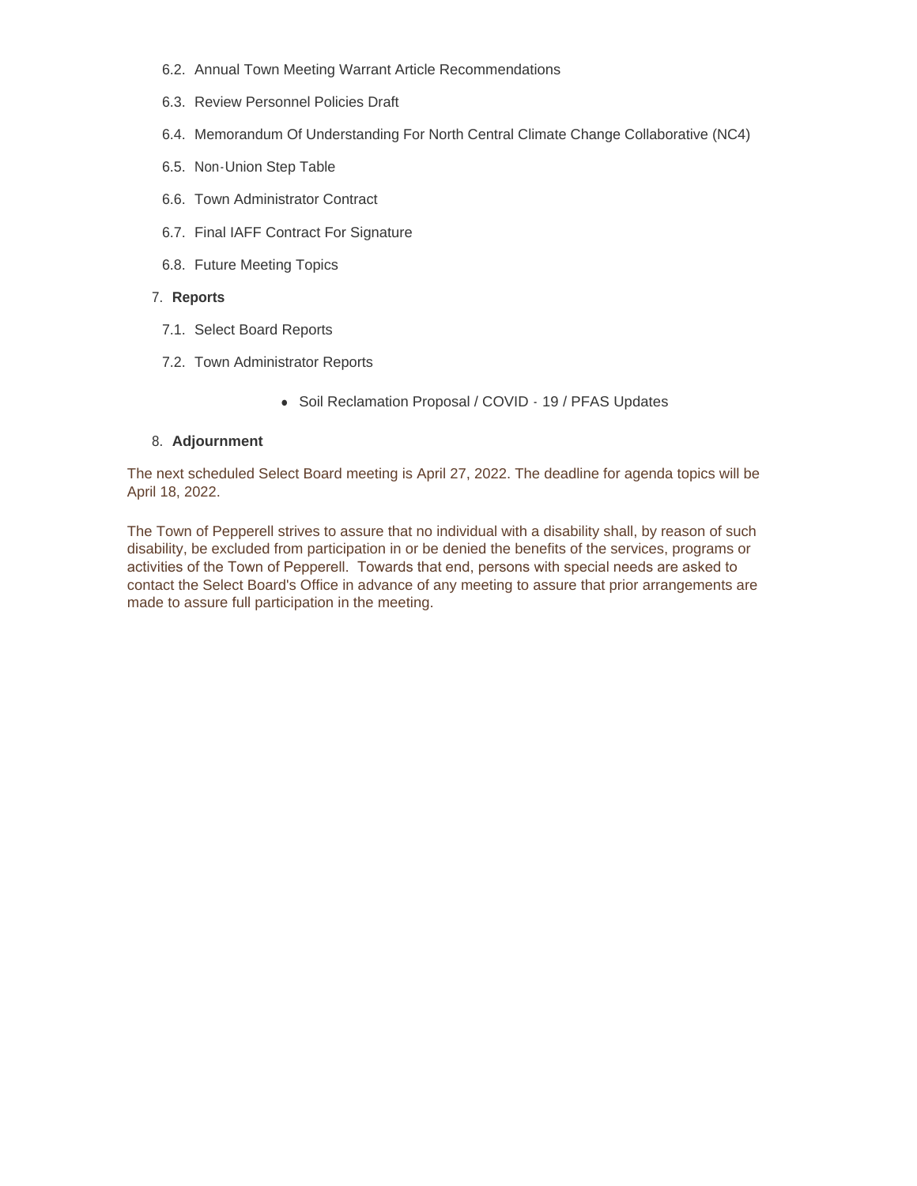6.2. Annual Town Meeting Warrant Article Recommendations

6.3. Review Personnel Policies Draft

6.4. Memorandum Of Understanding For North Central Climate Change Collaborative (NC4)

6.5. Non-Union Step Table

6.6. Town Administrator Contract

6.7. Final IAFF Contract For Signature

6.8. Future Meeting Topics

7. **Reports**

7.1. Select Board Reports

7.2. Town Administrator Reports

- Soil Reclamation Proposal / COVID - 19 / PFAS Updates

8. **Adjournment**

The next scheduled Select Board meeting is April 27, 2022. The deadline for agenda topics will be April 18, 2022.

The Town of Pepperell strives to assure that no individual with a disability shall, by reason of such disability, be excluded from participation in or be denied the benefits of the services, programs or activities of the Town of Pepperell. Towards that end, persons with special needs are asked to contact the Select Board's Office in advance of any meeting to assure that prior arrangements are made to assure full participation in the meeting.